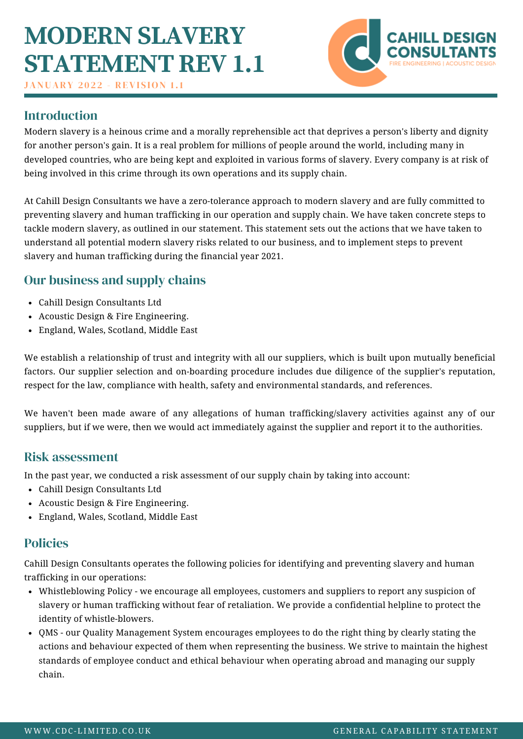# MODERN SLAVERY STATEMENT REV 1.1

JANUARY 2022 - REVISION 1.1

## Introduction

Modern slavery is a heinous crime and a morally reprehensible act that deprives a person's liberty and dignity for another person's gain. It is a real problem for millions of people around the world, including many in developed countries, who are being kept and exploited in various forms of slavery. Every company is at risk of being involved in this crime through its own operations and its supply chain.

At Cahill Design Consultants we have a zero-tolerance approach to modern slavery and are fully committed to preventing slavery and human trafficking in our operation and supply chain. We have taken concrete steps to tackle modern slavery, as outlined in our statement. This statement sets out the actions that we have taken to understand all potential modern slavery risks related to our business, and to implement steps to prevent slavery and human trafficking during the financial year 2021.

## Our business and supply chains

- Cahill Design Consultants Ltd
- Acoustic Design & Fire Engineering.
- England, Wales, Scotland, Middle East

We establish a relationship of trust and integrity with all our suppliers, which is built upon mutually beneficial factors. Our supplier selection and on-boarding procedure includes due diligence of the supplier's reputation, respect for the law, compliance with health, safety and environmental standards, and references.

We haven't been made aware of any allegations of human trafficking/slavery activities against any of our suppliers, but if we were, then we would act immediately against the supplier and report it to the authorities.

## Risk assessment

In the past year, we conducted a risk assessment of our supply chain by taking into account:

- Cahill Design Consultants Ltd
- Acoustic Design & Fire Engineering.
- England, Wales, Scotland, Middle East

## Policies

Cahill Design Consultants operates the following policies for identifying and preventing slavery and human trafficking in our operations:

- Whistleblowing Policy - we encourage all employees, customers and suppliers to report any suspicion of slavery or human trafficking without fear of retaliation. We provide a confidential helpline to protect the identity of whistle-blowers.
- QMS - our Quality Management System encourages employees to do the right thing by clearly stating the actions and behaviour expected of them when representing the business. We strive to maintain the highest standards of employee conduct and ethical behaviour when operating abroad and managing our supply chain.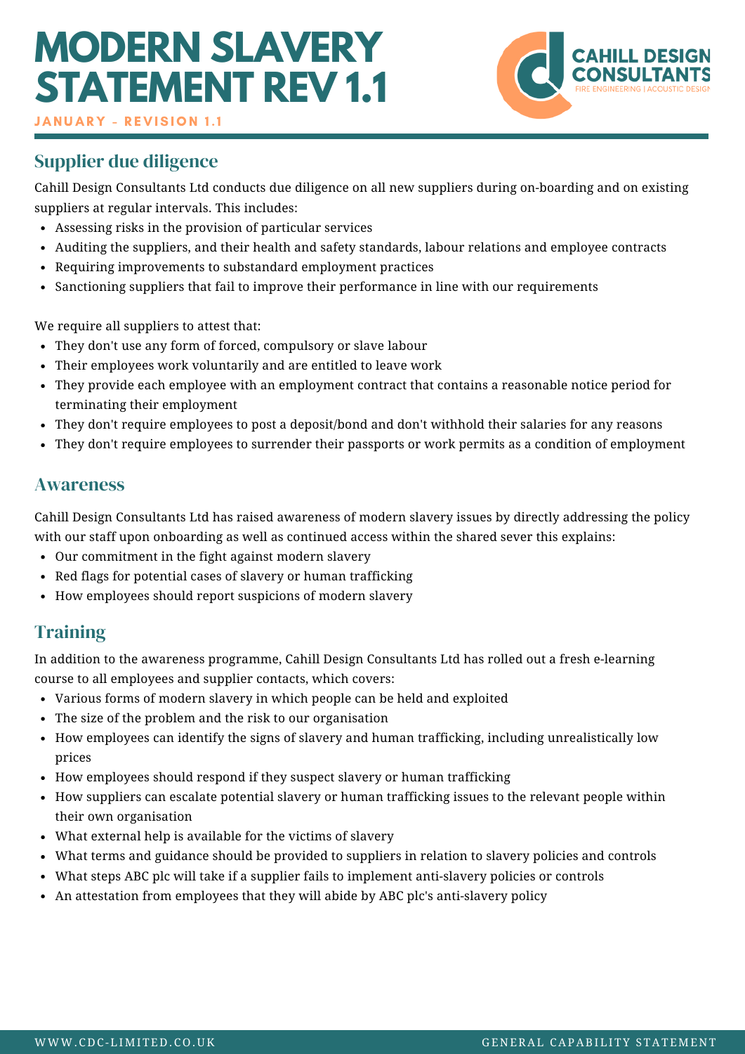# MODERN SLAVERY STATEMENT REV 1.1

JANUARY - REVISION 1.1

## Supplier due diligence

Cahill Design Consultants Ltd conducts due diligence on all new suppliers during on-boarding and on existing suppliers at regular intervals. This includes:

- Assessing risks in the provision of particular services
- Auditing the suppliers, and their health and safety standards, labour relations and employee contracts
- Requiring improvements to substandard employment practices
- Sanctioning suppliers that fail to improve their performance in line with our requirements

We require all suppliers to attest that:

- They don't use any form of forced, compulsory or slave labour
- Their employees work voluntarily and are entitled to leave work
- They provide each employee with an employment contract that contains a reasonable notice period for terminating their employment
- They don't require employees to post a deposit/bond and don't withhold their salaries for any reasons
- They don't require employees to surrender their passports or work permits as a condition of employment

## Awareness

Cahill Design Consultants Ltd has raised awareness of modern slavery issues by directly addressing the policy with our staff upon onboarding as well as continued access within the shared sever this explains:

- Our commitment in the fight against modern slavery
- Red flags for potential cases of slavery or human trafficking
- How employees should report suspicions of modern slavery

## Training

In addition to the awareness programme, Cahill Design Consultants Ltd has rolled out a fresh e-learning course to all employees and supplier contacts, which covers:

- Various forms of modern slavery in which people can be held and exploited
- The size of the problem and the risk to our organisation
- How employees can identify the signs of slavery and human trafficking, including unrealistically low prices
- How employees should respond if they suspect slavery or human trafficking
- How suppliers can escalate potential slavery or human trafficking issues to the relevant people within their own organisation
- What external help is available for the victims of slavery
- What terms and guidance should be provided to suppliers in relation to slavery policies and controls
- What steps ABC plc will take if a supplier fails to implement anti-slavery policies or controls
- An attestation from employees that they will abide by ABC plc's anti-slavery policy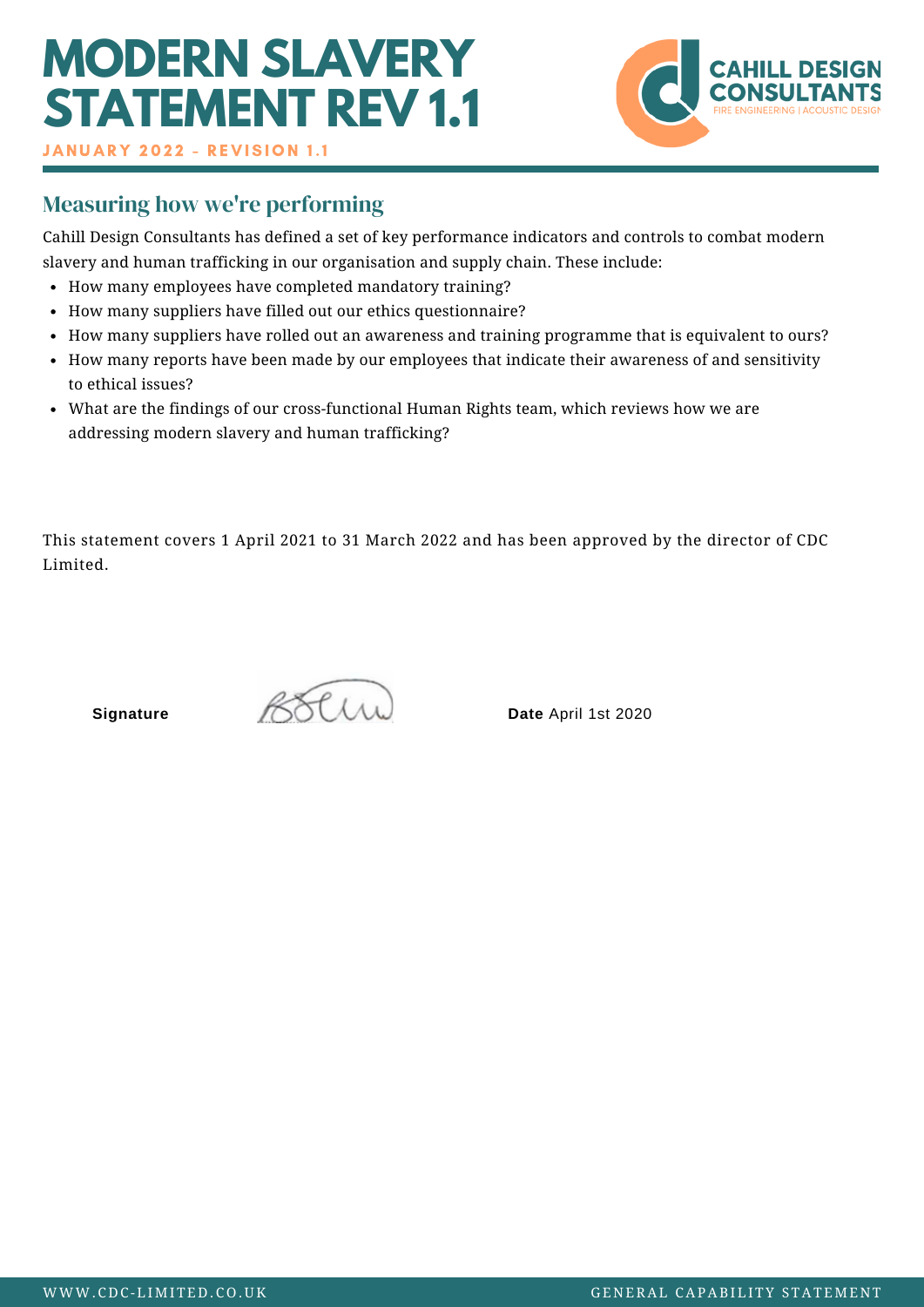# MODERN SLAVERY STATEMENT REV 1.1

**JANUARY 2022 - REVISION 1.1**

## Measuring how we're performing

Cahill Design Consultants has defined a set of key performance indicators and controls to combat modern slavery and human trafficking in our organisation and supply chain. These include:

- How many employees have completed mandatory training?
- How many suppliers have filled out our ethics questionnaire?
- How many suppliers have rolled out an awareness and training programme that is equivalent to ours?
- How many reports have been made by our employees that indicate their awareness of and sensitivity to ethical issues?
- What are the findings of our cross-functional Human Rights team, which reviews how we are addressing modern slavery and human trafficking?

This statement covers 1 April 2021 to 31 March 2022 and has been approved by the director of CDC Limited.

**Signature**

**Date** April 1st 2020